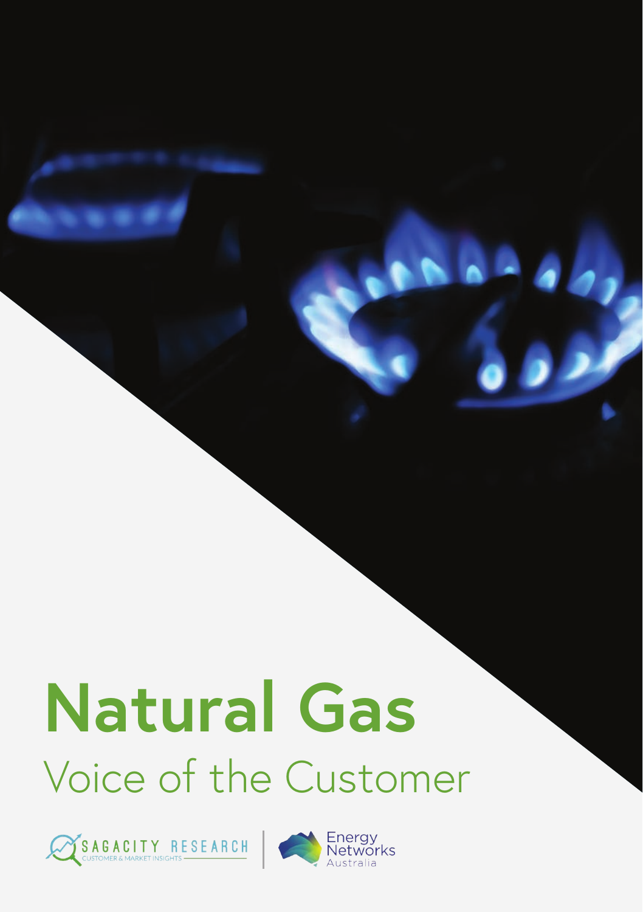# Natural Gas

## Voice of the Customer

SAGACITY RESEARCH
CUSTOMER & MARKET INSIGHTS

Energy Networks Australia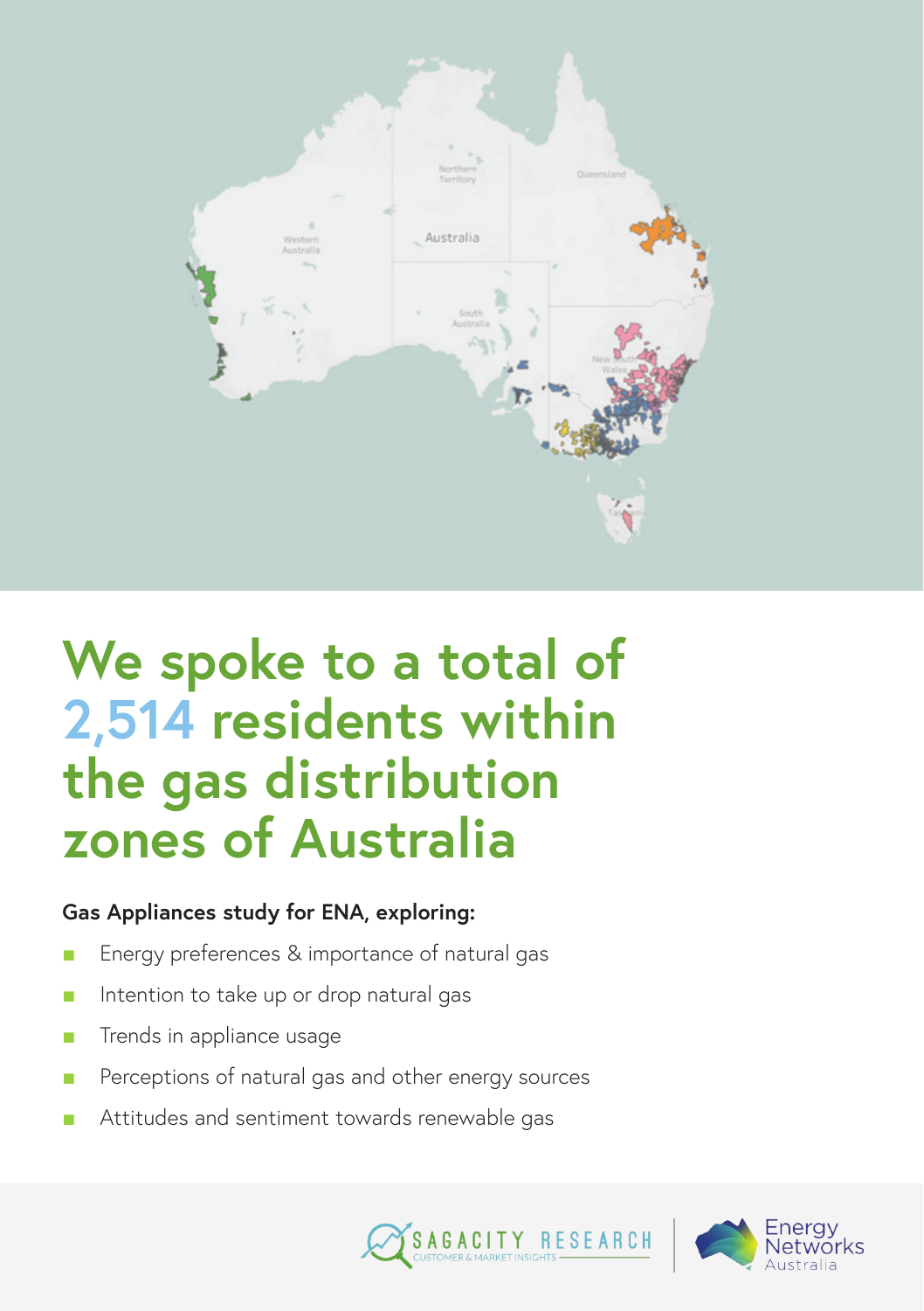# We spoke to a total of 2,514 residents within the gas distribution zones of Australia

**Gas Appliances study for ENA, exploring:**

- Energy preferences & importance of natural gas
- Intention to take up or drop natural gas
- Trends in appliance usage
- Perceptions of natural gas and other energy sources
- Attitudes and sentiment towards renewable gas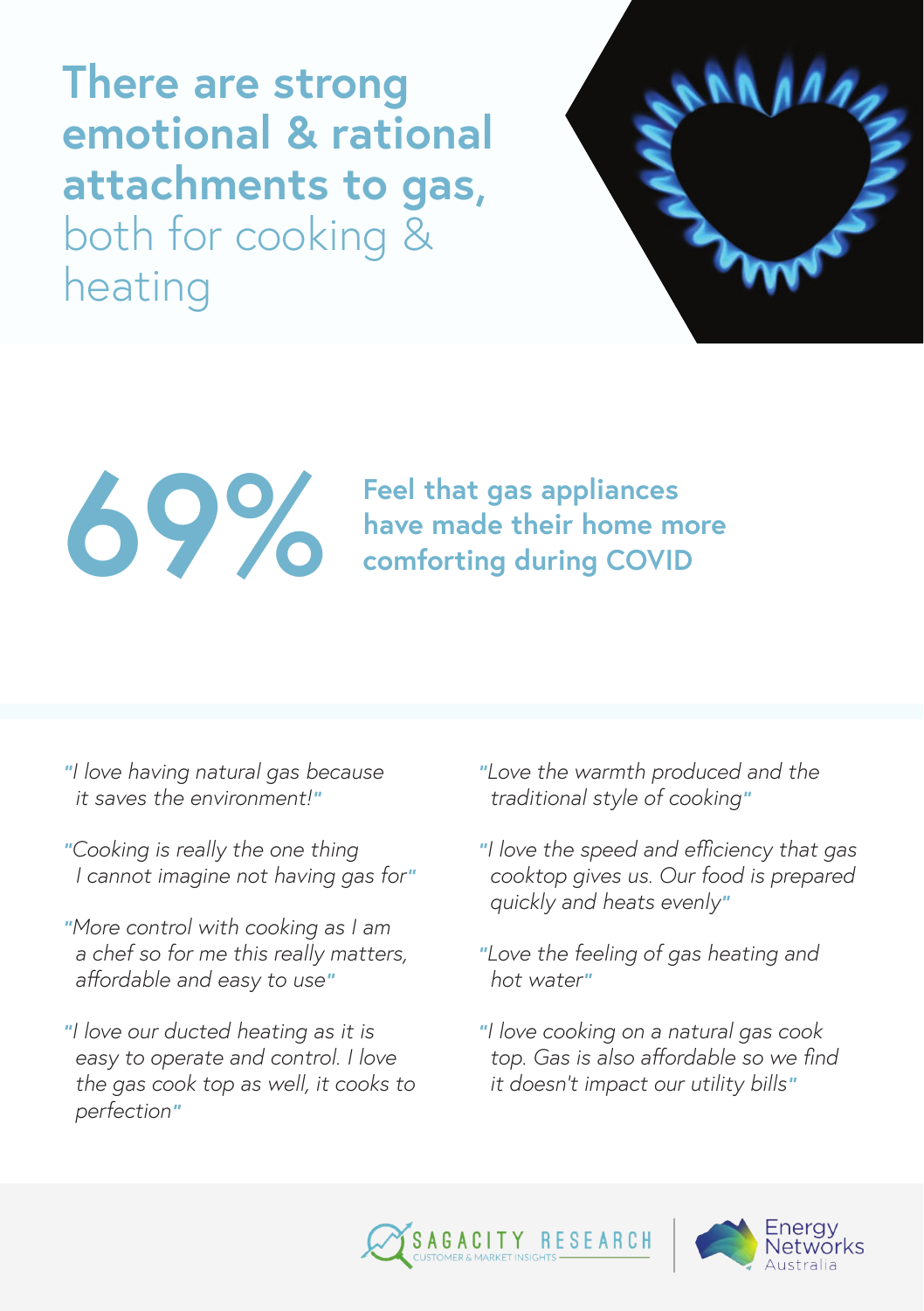# **There are strong emotional & rational attachments to gas,** both for cooking & heating

## 69%

**Feel that gas appliances have made their home more comforting during COVID**

*"I love having natural gas because it saves the environment!"*

*"Cooking is really the one thing I cannot imagine not having gas for"*

*"More control with cooking as I am a chef so for me this really matters, affordable and easy to use"*

*"I love our ducted heating as it is easy to operate and control. I love the gas cook top as well, it cooks to perfection"*

*"Love the warmth produced and the traditional style of cooking"*

*"I love the speed and efficiency that gas cooktop gives us. Our food is prepared quickly and heats evenly"*

*"Love the feeling of gas heating and hot water"*

*"I love cooking on a natural gas cook top. Gas is also affordable so we find it doesn't impact our utility bills"*

SAGACITY RESEARCH
CUSTOMER & MARKET INSIGHTS

Energy Networks Australia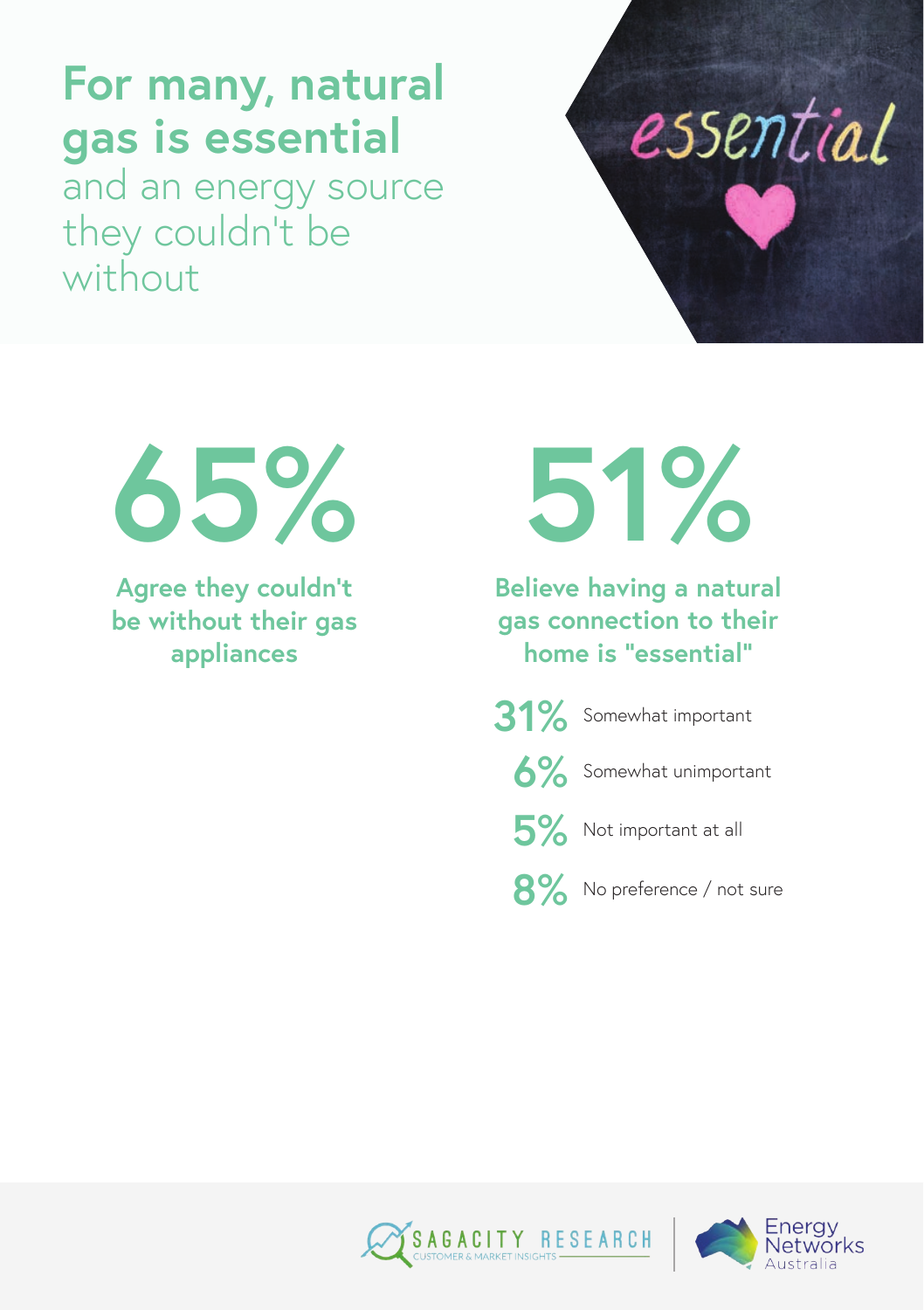# For many, natural gas is essential

and an energy source they couldn't be without

**65%**

**Agree they couldn't be without their gas appliances**

**51%**

**Believe having a natural gas connection to their home is "essential"**

- **31%** Somewhat important
- **6%** Somewhat unimportant
- **5%** Not important at all
- **8%** No preference / not sure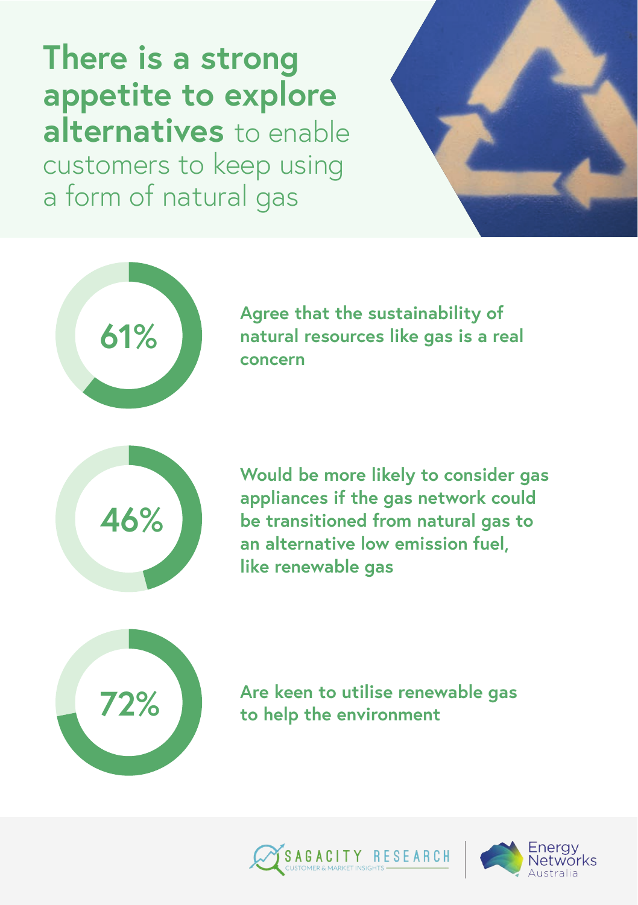# **There is a strong appetite to explore alternatives** to enable customers to keep using a form of natural gas

**61%** — **Agree that the sustainability of natural resources like gas is a real concern**

**46%** — **Would be more likely to consider gas appliances if the gas network could be transitioned from natural gas to an alternative low emission fuel, like renewable gas**

**72%** — **Are keen to utilise renewable gas to help the environment**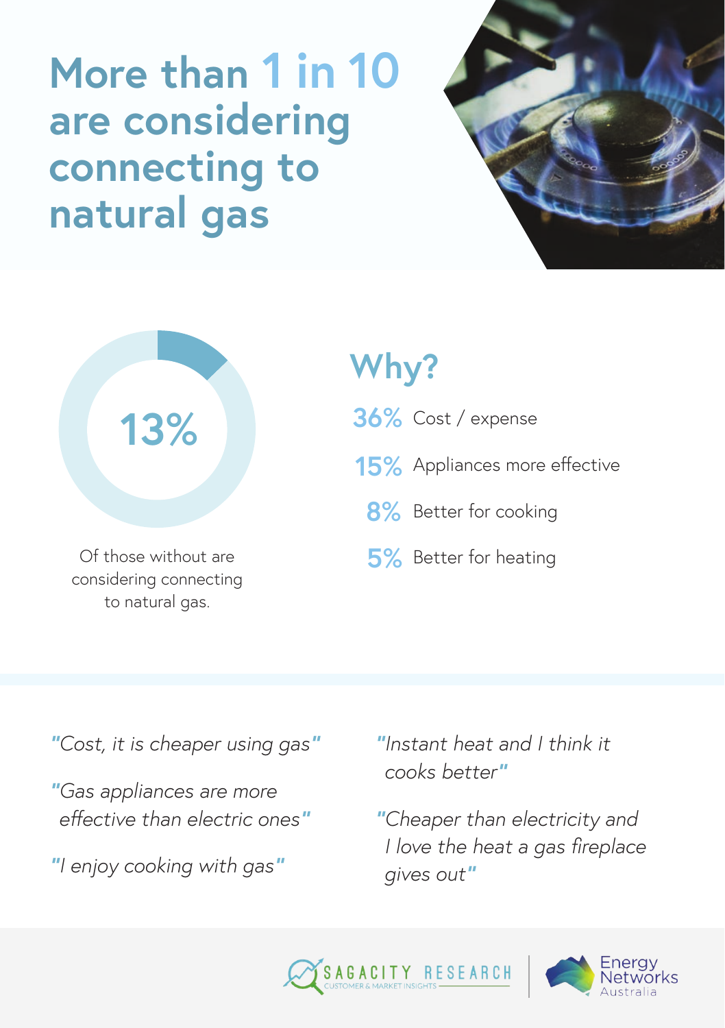# More than 1 in 10 are considering connecting to natural gas

13%

Of those without are considering connecting to natural gas.

## Why?

- **36%** Cost / expense
- **15%** Appliances more effective
- **8%** Better for cooking
- **5%** Better for heating

*"Cost, it is cheaper using gas"*

*"Gas appliances are more effective than electric ones"*

*"I enjoy cooking with gas"*

*"Instant heat and I think it cooks better"*

*"Cheaper than electricity and I love the heat a gas fireplace gives out"*

SAGACITY RESEARCH — CUSTOMER & MARKET INSIGHTS

Energy Networks Australia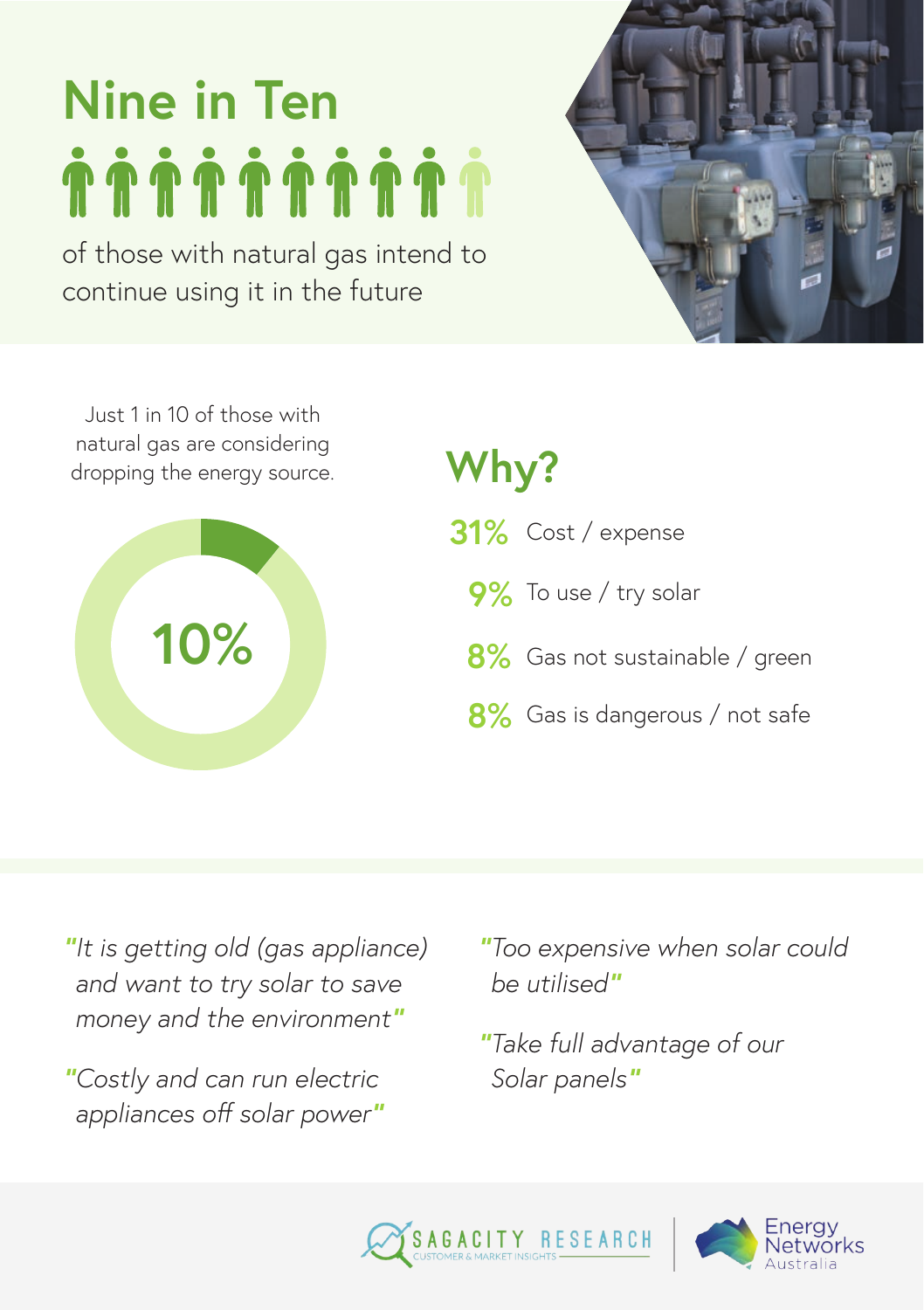# Nine in Ten

of those with natural gas intend to continue using it in the future

Just 1 in 10 of those with natural gas are considering dropping the energy source.

10%

## Why?

- **31%** Cost / expense
- **9%** To use / try solar
- **8%** Gas not sustainable / green
- **8%** Gas is dangerous / not safe

*"It is getting old (gas appliance) and want to try solar to save money and the environment"*

*"Costly and can run electric appliances off solar power"*

*"Too expensive when solar could be utilised"*

*"Take full advantage of our Solar panels"*

SAGACITY RESEARCH
CUSTOMER & MARKET INSIGHTS

Energy Networks Australia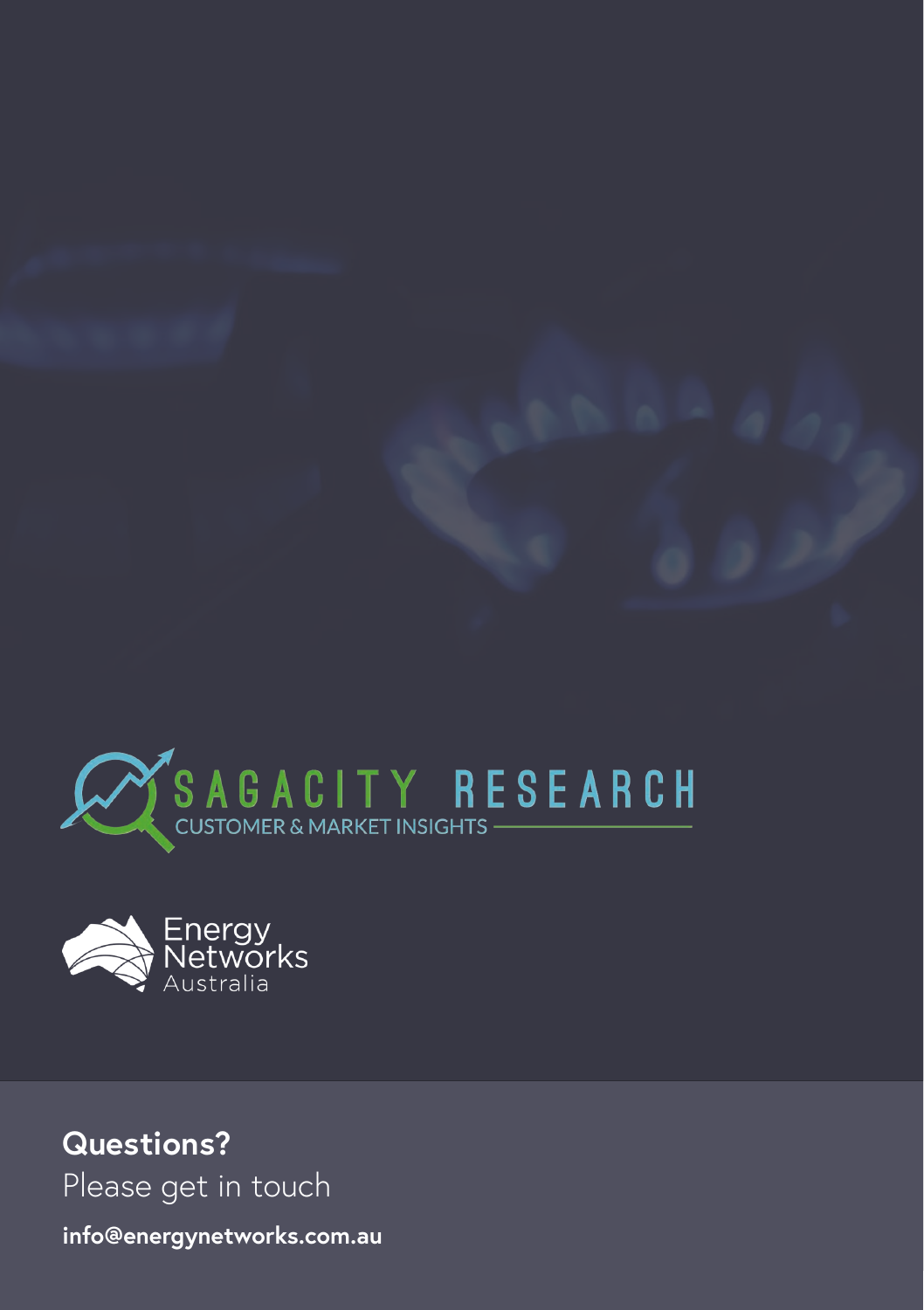SAGACITY RESEARCH

CUSTOMER & MARKET INSIGHTS

Energy Networks Australia

**Questions?**

Please get in touch

**info@energynetworks.com.au**